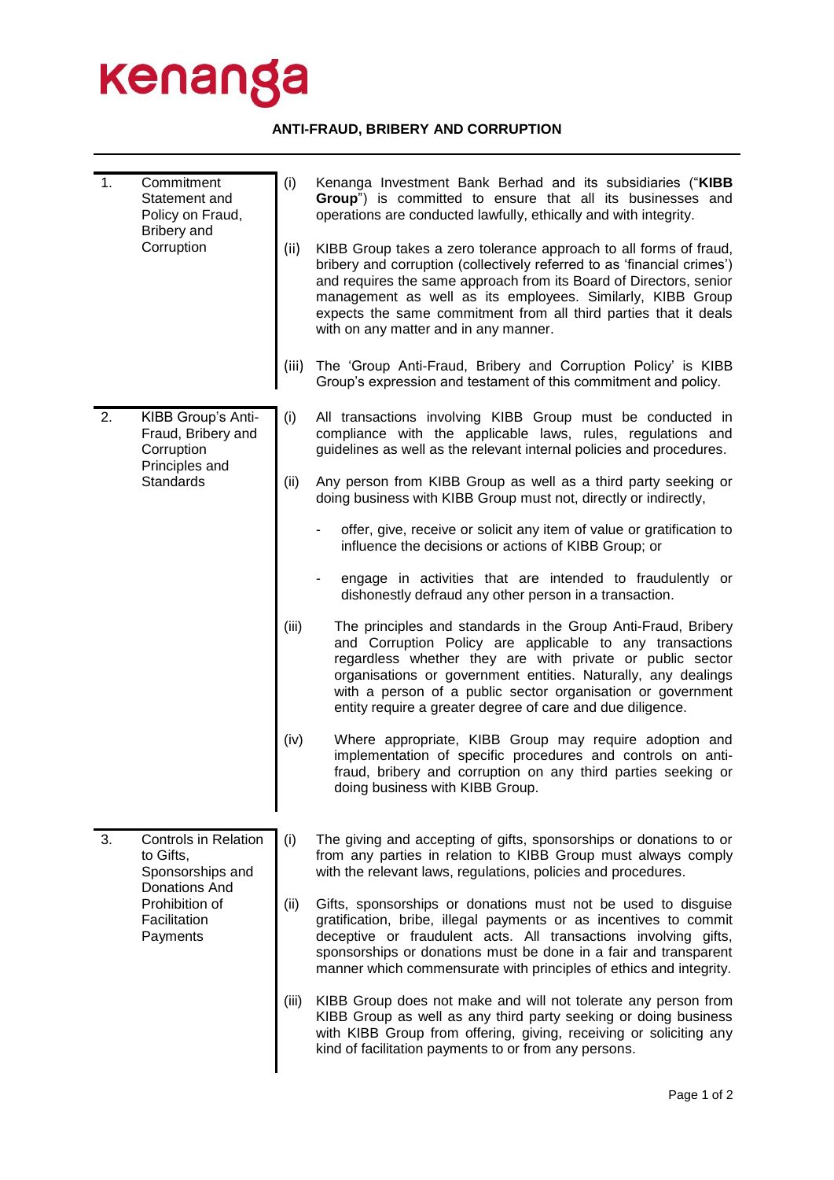kenanga

# ANTI-FRAUD, BRIBERY AND CORRUPTION

## 1. Commitment Statement and Policy on Fraud, Bribery and Corruption

(i) Kenanga Investment Bank Berhad and its subsidiaries ("**KIBB Group**") is committed to ensure that all its businesses and operations are conducted lawfully, ethically and with integrity.

(ii) KIBB Group takes a zero tolerance approach to all forms of fraud, bribery and corruption (collectively referred to as 'financial crimes') and requires the same approach from its Board of Directors, senior management as well as its employees. Similarly, KIBB Group expects the same commitment from all third parties that it deals with on any matter and in any manner.

(iii) The 'Group Anti-Fraud, Bribery and Corruption Policy' is KIBB Group's expression and testament of this commitment and policy.

## 2. KIBB Group's Anti-Fraud, Bribery and Corruption Principles and Standards

(i) All transactions involving KIBB Group must be conducted in compliance with the applicable laws, rules, regulations and guidelines as well as the relevant internal policies and procedures.

(ii) Any person from KIBB Group as well as a third party seeking or doing business with KIBB Group must not, directly or indirectly,

- offer, give, receive or solicit any item of value or gratification to influence the decisions or actions of KIBB Group; or
- engage in activities that are intended to fraudulently or dishonestly defraud any other person in a transaction.

(iii) The principles and standards in the Group Anti-Fraud, Bribery and Corruption Policy are applicable to any transactions regardless whether they are with private or public sector organisations or government entities. Naturally, any dealings with a person of a public sector organisation or government entity require a greater degree of care and due diligence.

(iv) Where appropriate, KIBB Group may require adoption and implementation of specific procedures and controls on anti-fraud, bribery and corruption on any third parties seeking or doing business with KIBB Group.

## 3. Controls in Relation to Gifts, Sponsorships and Donations And Prohibition of Facilitation Payments

(i) The giving and accepting of gifts, sponsorships or donations to or from any parties in relation to KIBB Group must always comply with the relevant laws, regulations, policies and procedures.

(ii) Gifts, sponsorships or donations must not be used to disguise gratification, bribe, illegal payments or as incentives to commit deceptive or fraudulent acts. All transactions involving gifts, sponsorships or donations must be done in a fair and transparent manner which commensurate with principles of ethics and integrity.

(iii) KIBB Group does not make and will not tolerate any person from KIBB Group as well as any third party seeking or doing business with KIBB Group from offering, giving, receiving or soliciting any kind of facilitation payments to or from any persons.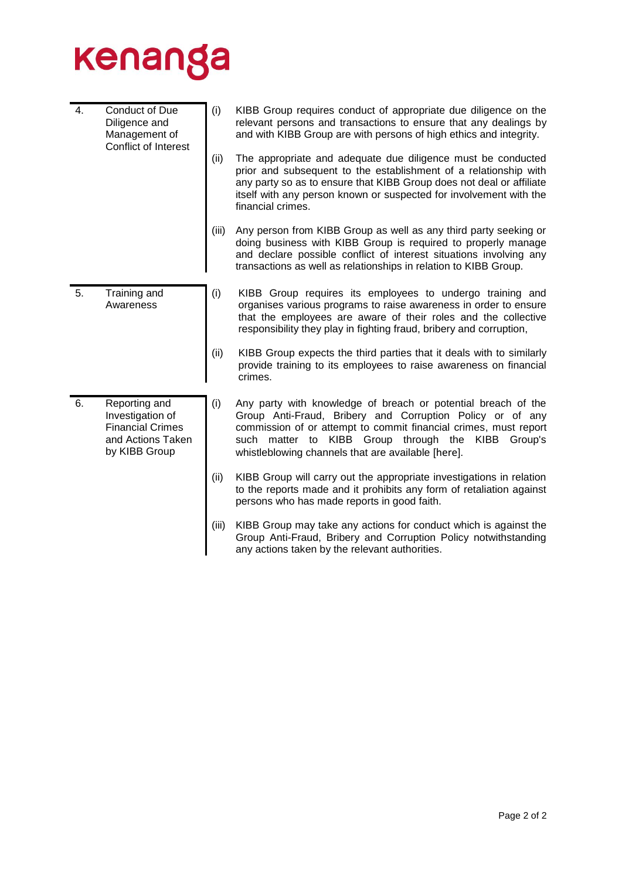kenanga

| | | | |
|---|---|---|---|
| 4. | Conduct of Due Diligence and Management of Conflict of Interest | (i) | KIBB Group requires conduct of appropriate due diligence on the relevant persons and transactions to ensure that any dealings by and with KIBB Group are with persons of high ethics and integrity. |
| | | (ii) | The appropriate and adequate due diligence must be conducted prior and subsequent to the establishment of a relationship with any party so as to ensure that KIBB Group does not deal or affiliate itself with any person known or suspected for involvement with the financial crimes. |
| | | (iii) | Any person from KIBB Group as well as any third party seeking or doing business with KIBB Group is required to properly manage and declare possible conflict of interest situations involving any transactions as well as relationships in relation to KIBB Group. |
| 5. | Training and Awareness | (i) | KIBB Group requires its employees to undergo training and organises various programs to raise awareness in order to ensure that the employees are aware of their roles and the collective responsibility they play in fighting fraud, bribery and corruption, |
| | | (ii) | KIBB Group expects the third parties that it deals with to similarly provide training to its employees to raise awareness on financial crimes. |
| 6. | Reporting and Investigation of Financial Crimes and Actions Taken by KIBB Group | (i) | Any party with knowledge of breach or potential breach of the Group Anti-Fraud, Bribery and Corruption Policy or of any commission of or attempt to commit financial crimes, must report such matter to KIBB Group through the KIBB Group's whistleblowing channels that are available [here]. |
| | | (ii) | KIBB Group will carry out the appropriate investigations in relation to the reports made and it prohibits any form of retaliation against persons who has made reports in good faith. |
| | | (iii) | KIBB Group may take any actions for conduct which is against the Group Anti-Fraud, Bribery and Corruption Policy notwithstanding any actions taken by the relevant authorities. |